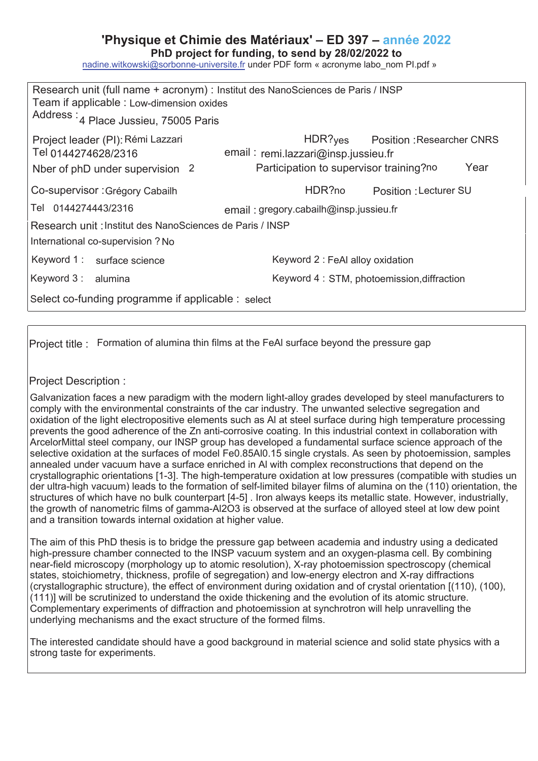# 'Physique et Chimie des Matériaux' – ED 397 – année 2022

**PhD project for funding, to send by 28/02/2022 to**

nadine.witkowski@sorbonne-universite.fr under PDF form « acronyme labo_nom PI.pdf »

Research unit (full name + acronym) : Institut des NanoSciences de Paris / INSP

Team if applicable : Low-dimension oxides

Address : 4 Place Jussieu, 75005 Paris

Project leader (PI): Rémi Lazzari HDR? yes Position : Researcher CNRS

Tel 0144274628/2316 email : remi.lazzari@insp.jussieu.fr

Nber of phD under supervision 2 Participation to supervisor training? no Year

Co-supervisor : Grégory Cabailh HDR? no Position : Lecturer SU

Tel 0144274443/2316 email : gregory.cabailh@insp.jussieu.fr

Research unit : Institut des NanoSciences de Paris / INSP

International co-supervision ? No

Keyword 1 : surface science Keyword 2 : FeAl alloy oxidation

Keyword 3 : alumina Keyword 4 : STM, photoemission,diffraction

Select co-funding programme if applicable : select

Project title : Formation of alumina thin films at the FeAl surface beyond the pressure gap

Project Description :

Galvanization faces a new paradigm with the modern light-alloy grades developed by steel manufacturers to comply with the environmental constraints of the car industry. The unwanted selective segregation and oxidation of the light electropositive elements such as Al at steel surface during high temperature processing prevents the good adherence of the Zn anti-corrosive coating. In this industrial context in collaboration with ArcelorMittal steel company, our INSP group has developed a fundamental surface science approach of the selective oxidation at the surfaces of model $Fe_{0.85}Al_{0.15}$ single crystals. As seen by photoemission, samples annealed under vacuum have a surface enriched in Al with complex reconstructions that depend on the crystallographic orientations [1-3]. The high-temperature oxidation at low pressures (compatible with studies un der ultra-high vacuum) leads to the formation of self-limited bilayer films of alumina on the (110) orientation, the structures of which have no bulk counterpart [4-5] . Iron always keeps its metallic state. However, industrially, the growth of nanometric films of gamma-$Al_2O_3$ is observed at the surface of alloyed steel at low dew point and a transition towards internal oxidation at higher value.

The aim of this PhD thesis is to bridge the pressure gap between academia and industry using a dedicated high-pressure chamber connected to the INSP vacuum system and an oxygen-plasma cell. By combining near-field microscopy (morphology up to atomic resolution), X-ray photoemission spectroscopy (chemical states, stoichiometry, thickness, profile of segregation) and low-energy electron and X-ray diffractions (crystallographic structure), the effect of environment during oxidation and of crystal orientation [(110), (100), (111)] will be scrutinized to understand the oxide thickening and the evolution of its atomic structure. Complementary experiments of diffraction and photoemission at synchrotron will help unravelling the underlying mechanisms and the exact structure of the formed films.

The interested candidate should have a good background in material science and solid state physics with a strong taste for experiments.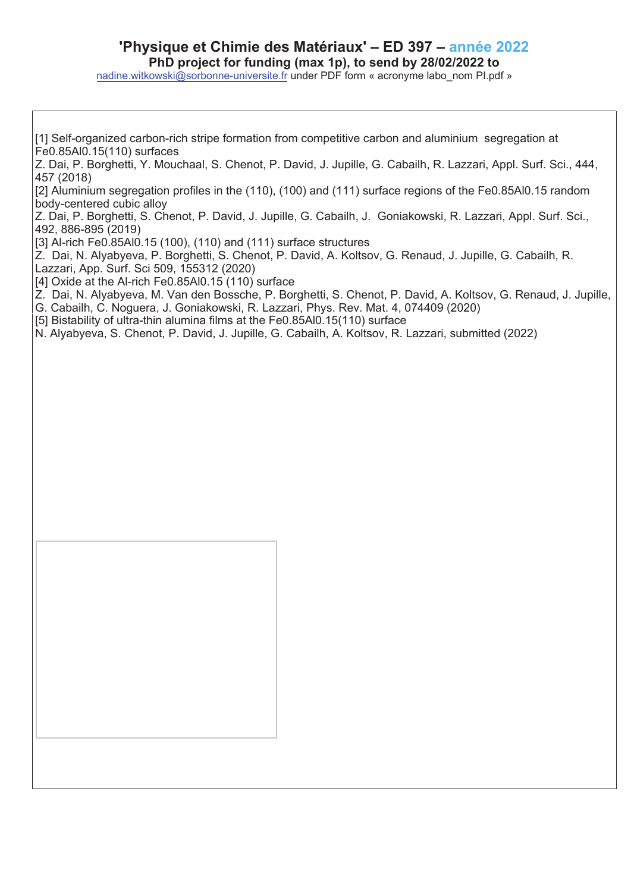# 'Physique et Chimie des Matériaux' – ED 397 – année 2022

**PhD project for funding (max 1p), to send by 28/02/2022 to**

nadine.witkowski@sorbonne-universite.fr under PDF form « acronyme labo_nom PI.pdf »

[1] Self-organized carbon-rich stripe formation from competitive carbon and aluminium segregation at $Fe_{0.85}Al_{0.15}(110)$ surfaces
Z. Dai, P. Borghetti, Y. Mouchaal, S. Chenot, P. David, J. Jupille, G. Cabailh, R. Lazzari, Appl. Surf. Sci., 444, 457 (2018)

[2] Aluminium segregation profiles in the (110), (100) and (111) surface regions of the $Fe_{0.85}Al_{0.15}$ random body-centered cubic alloy
Z. Dai, P. Borghetti, S. Chenot, P. David, J. Jupille, G. Cabailh, J. Goniakowski, R. Lazzari, Appl. Surf. Sci., 492, 886-895 (2019)

[3] Al-rich $Fe_{0.85}Al_{0.15}$ (100), (110) and (111) surface structures
Z. Dai, N. Alyabyeva, P. Borghetti, S. Chenot, P. David, A. Koltsov, G. Renaud, J. Jupille, G. Cabailh, R. Lazzari, App. Surf. Sci 509, 155312 (2020)

[4] Oxide at the Al-rich $Fe_{0.85}Al_{0.15}$ (110) surface
Z. Dai, N. Alyabyeva, M. Van den Bossche, P. Borghetti, S. Chenot, P. David, A. Koltsov, G. Renaud, J. Jupille, G. Cabailh, C. Noguera, J. Goniakowski, R. Lazzari, Phys. Rev. Mat. 4, 074409 (2020)

[5] Bistability of ultra-thin alumina films at the $Fe_{0.85}Al_{0.15}(110)$ surface
N. Alyabyeva, S. Chenot, P. David, J. Jupille, G. Cabailh, A. Koltsov, R. Lazzari, submitted (2022)